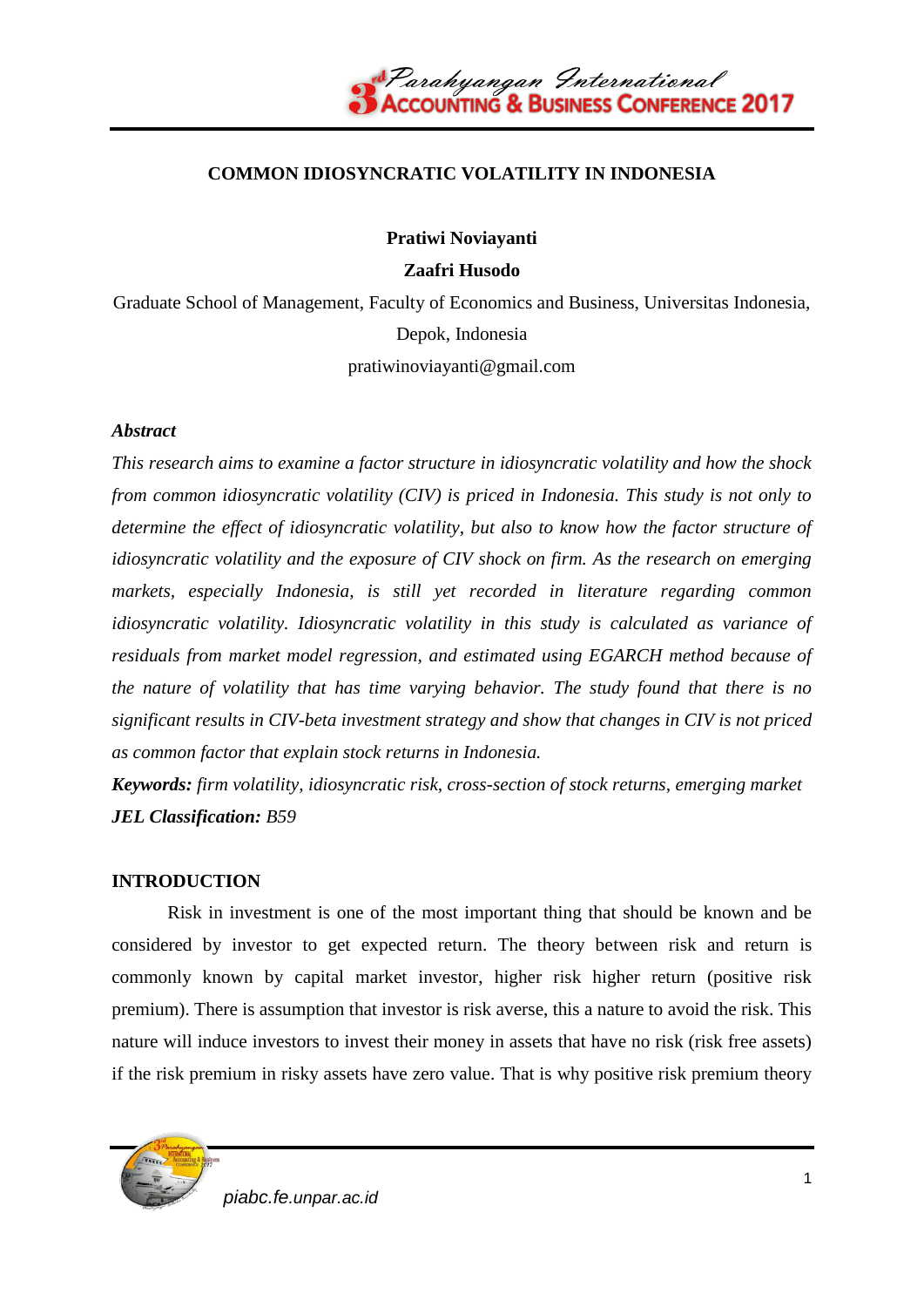# COMMON IDIOSYNCRATIC VOLATILITY IN INDONESIA

**Pratiwi Noviayanti**

**Zaafri Husodo**

Graduate School of Management, Faculty of Economics and Business, Universitas Indonesia, Depok, Indonesia

pratiwinoviayanti@gmail.com

***Abstract***

*This research aims to examine a factor structure in idiosyncratic volatility and how the shock from common idiosyncratic volatility (CIV) is priced in Indonesia. This study is not only to determine the effect of idiosyncratic volatility, but also to know how the factor structure of idiosyncratic volatility and the exposure of CIV shock on firm. As the research on emerging markets, especially Indonesia, is still yet recorded in literature regarding common idiosyncratic volatility. Idiosyncratic volatility in this study is calculated as variance of residuals from market model regression, and estimated using EGARCH method because of the nature of volatility that has time varying behavior. The study found that there is no significant results in CIV-beta investment strategy and show that changes in CIV is not priced as common factor that explain stock returns in Indonesia.*

***Keywords:*** *firm volatility, idiosyncratic risk, cross-section of stock returns, emerging market*

***JEL Classification:*** *B59*

## INTRODUCTION

Risk in investment is one of the most important thing that should be known and be considered by investor to get expected return. The theory between risk and return is commonly known by capital market investor, higher risk higher return (positive risk premium). There is assumption that investor is risk averse, this a nature to avoid the risk. This nature will induce investors to invest their money in assets that have no risk (risk free assets) if the risk premium in risky assets have zero value. That is why positive risk premium theory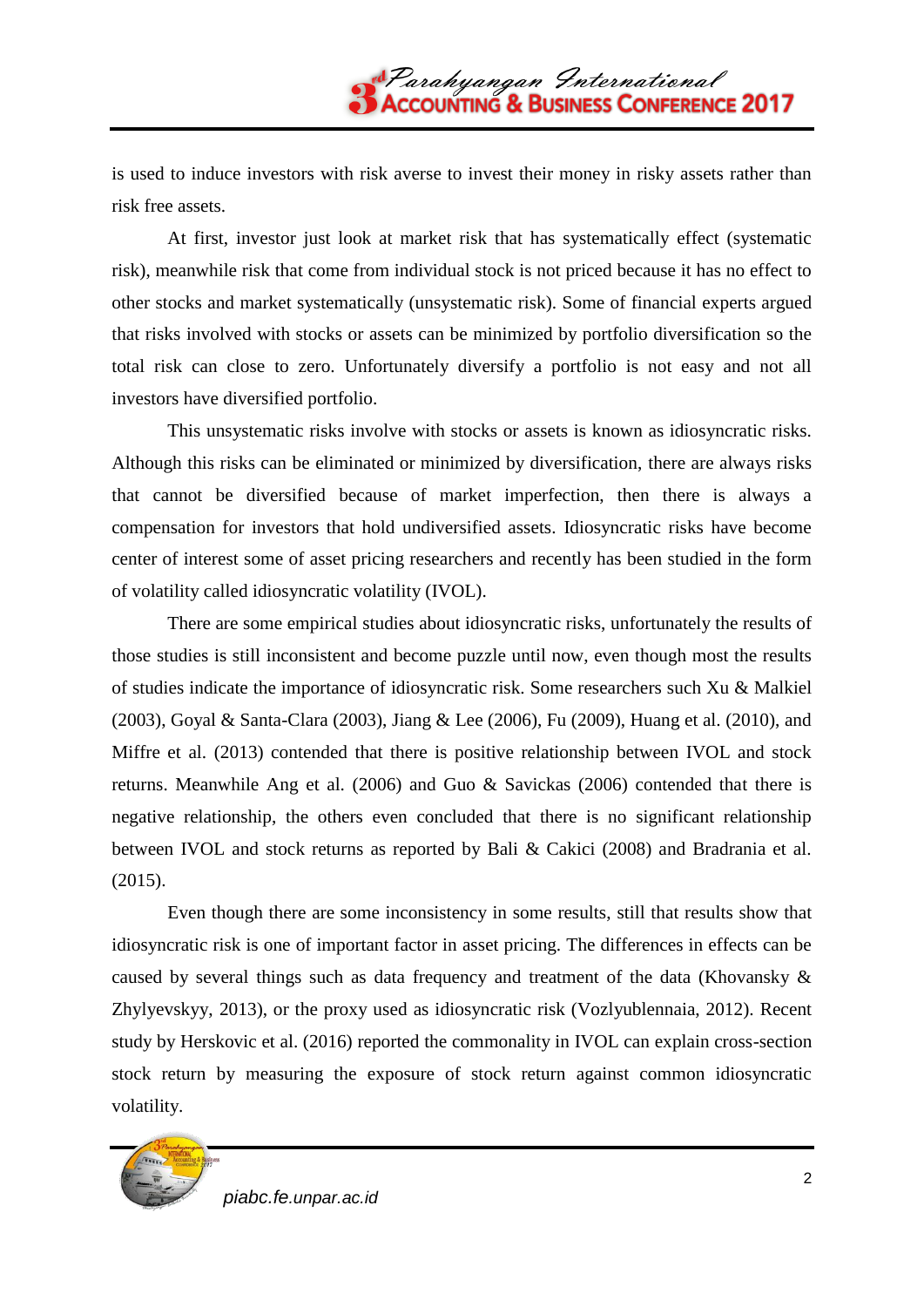is used to induce investors with risk averse to invest their money in risky assets rather than risk free assets.

At first, investor just look at market risk that has systematically effect (systematic risk), meanwhile risk that come from individual stock is not priced because it has no effect to other stocks and market systematically (unsystematic risk). Some of financial experts argued that risks involved with stocks or assets can be minimized by portfolio diversification so the total risk can close to zero. Unfortunately diversify a portfolio is not easy and not all investors have diversified portfolio.

This unsystematic risks involve with stocks or assets is known as idiosyncratic risks. Although this risks can be eliminated or minimized by diversification, there are always risks that cannot be diversified because of market imperfection, then there is always a compensation for investors that hold undiversified assets. Idiosyncratic risks have become center of interest some of asset pricing researchers and recently has been studied in the form of volatility called idiosyncratic volatility (IVOL).

There are some empirical studies about idiosyncratic risks, unfortunately the results of those studies is still inconsistent and become puzzle until now, even though most the results of studies indicate the importance of idiosyncratic risk. Some researchers such Xu & Malkiel (2003), Goyal & Santa-Clara (2003), Jiang & Lee (2006), Fu (2009), Huang et al. (2010), and Miffre et al. (2013) contended that there is positive relationship between IVOL and stock returns. Meanwhile Ang et al. (2006) and Guo & Savickas (2006) contended that there is negative relationship, the others even concluded that there is no significant relationship between IVOL and stock returns as reported by Bali & Cakici (2008) and Bradrania et al. (2015).

Even though there are some inconsistency in some results, still that results show that idiosyncratic risk is one of important factor in asset pricing. The differences in effects can be caused by several things such as data frequency and treatment of the data (Khovansky & Zhylyevskyy, 2013), or the proxy used as idiosyncratic risk (Vozlyublennaia, 2012). Recent study by Herskovic et al. (2016) reported the commonality in IVOL can explain cross-section stock return by measuring the exposure of stock return against common idiosyncratic volatility.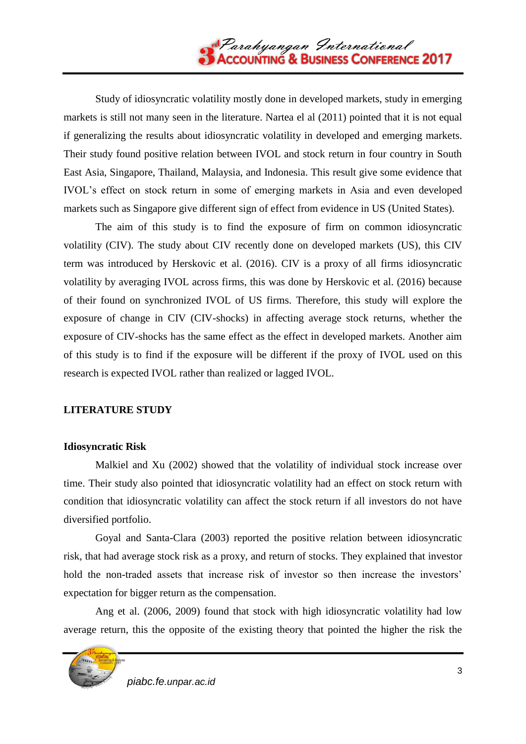Study of idiosyncratic volatility mostly done in developed markets, study in emerging markets is still not many seen in the literature. Nartea el al (2011) pointed that it is not equal if generalizing the results about idiosyncratic volatility in developed and emerging markets. Their study found positive relation between IVOL and stock return in four country in South East Asia, Singapore, Thailand, Malaysia, and Indonesia. This result give some evidence that IVOL's effect on stock return in some of emerging markets in Asia and even developed markets such as Singapore give different sign of effect from evidence in US (United States).

The aim of this study is to find the exposure of firm on common idiosyncratic volatility (CIV). The study about CIV recently done on developed markets (US), this CIV term was introduced by Herskovic et al. (2016). CIV is a proxy of all firms idiosyncratic volatility by averaging IVOL across firms, this was done by Herskovic et al. (2016) because of their found on synchronized IVOL of US firms. Therefore, this study will explore the exposure of change in CIV (CIV-shocks) in affecting average stock returns, whether the exposure of CIV-shocks has the same effect as the effect in developed markets. Another aim of this study is to find if the exposure will be different if the proxy of IVOL used on this research is expected IVOL rather than realized or lagged IVOL.

## LITERATURE STUDY

### Idiosyncratic Risk

Malkiel and Xu (2002) showed that the volatility of individual stock increase over time. Their study also pointed that idiosyncratic volatility had an effect on stock return with condition that idiosyncratic volatility can affect the stock return if all investors do not have diversified portfolio.

Goyal and Santa-Clara (2003) reported the positive relation between idiosyncratic risk, that had average stock risk as a proxy, and return of stocks. They explained that investor hold the non-traded assets that increase risk of investor so then increase the investors' expectation for bigger return as the compensation.

Ang et al. (2006, 2009) found that stock with high idiosyncratic volatility had low average return, this the opposite of the existing theory that pointed the higher the risk the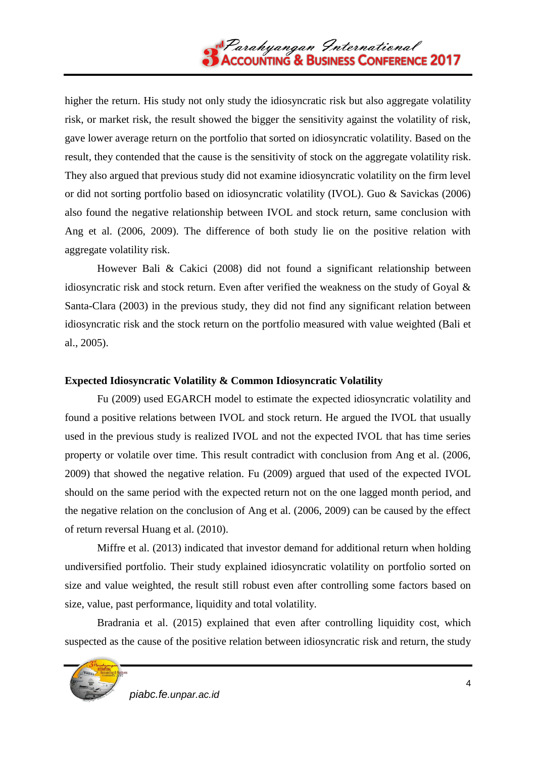higher the return. His study not only study the idiosyncratic risk but also aggregate volatility risk, or market risk, the result showed the bigger the sensitivity against the volatility of risk, gave lower average return on the portfolio that sorted on idiosyncratic volatility. Based on the result, they contended that the cause is the sensitivity of stock on the aggregate volatility risk. They also argued that previous study did not examine idiosyncratic volatility on the firm level or did not sorting portfolio based on idiosyncratic volatility (IVOL). Guo & Savickas (2006) also found the negative relationship between IVOL and stock return, same conclusion with Ang et al. (2006, 2009). The difference of both study lie on the positive relation with aggregate volatility risk.

However Bali & Cakici (2008) did not found a significant relationship between idiosyncratic risk and stock return. Even after verified the weakness on the study of Goyal & Santa-Clara (2003) in the previous study, they did not find any significant relation between idiosyncratic risk and the stock return on the portfolio measured with value weighted (Bali et al., 2005).

**Expected Idiosyncratic Volatility & Common Idiosyncratic Volatility**

Fu (2009) used EGARCH model to estimate the expected idiosyncratic volatility and found a positive relations between IVOL and stock return. He argued the IVOL that usually used in the previous study is realized IVOL and not the expected IVOL that has time series property or volatile over time. This result contradict with conclusion from Ang et al. (2006, 2009) that showed the negative relation. Fu (2009) argued that used of the expected IVOL should on the same period with the expected return not on the one lagged month period, and the negative relation on the conclusion of Ang et al. (2006, 2009) can be caused by the effect of return reversal Huang et al. (2010).

Miffre et al. (2013) indicated that investor demand for additional return when holding undiversified portfolio. Their study explained idiosyncratic volatility on portfolio sorted on size and value weighted, the result still robust even after controlling some factors based on size, value, past performance, liquidity and total volatility.

Bradrania et al. (2015) explained that even after controlling liquidity cost, which suspected as the cause of the positive relation between idiosyncratic risk and return, the study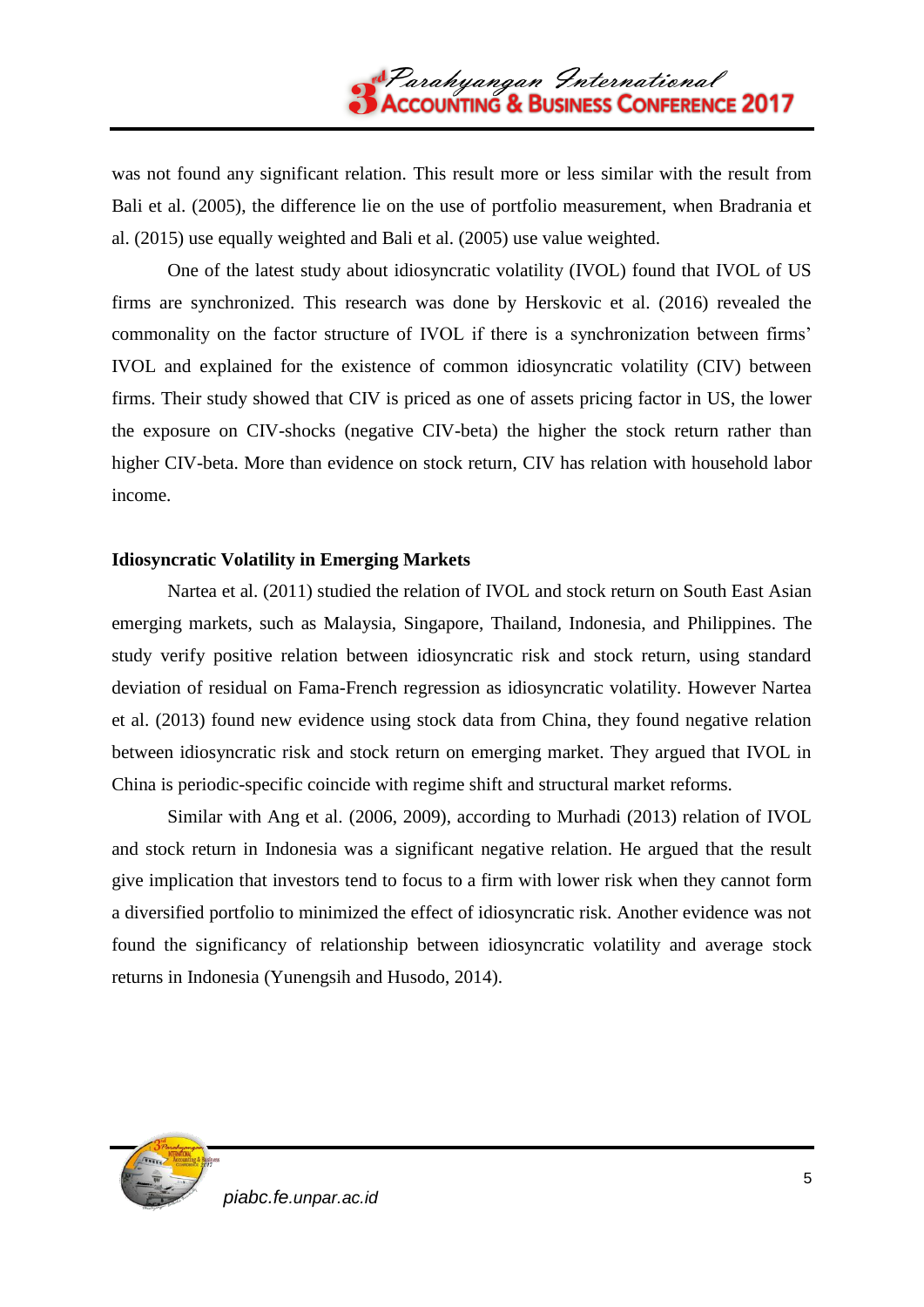was not found any significant relation. This result more or less similar with the result from Bali et al. (2005), the difference lie on the use of portfolio measurement, when Bradrania et al. (2015) use equally weighted and Bali et al. (2005) use value weighted.

One of the latest study about idiosyncratic volatility (IVOL) found that IVOL of US firms are synchronized. This research was done by Herskovic et al. (2016) revealed the commonality on the factor structure of IVOL if there is a synchronization between firms' IVOL and explained for the existence of common idiosyncratic volatility (CIV) between firms. Their study showed that CIV is priced as one of assets pricing factor in US, the lower the exposure on CIV-shocks (negative CIV-beta) the higher the stock return rather than higher CIV-beta. More than evidence on stock return, CIV has relation with household labor income.

**Idiosyncratic Volatility in Emerging Markets**

Nartea et al. (2011) studied the relation of IVOL and stock return on South East Asian emerging markets, such as Malaysia, Singapore, Thailand, Indonesia, and Philippines. The study verify positive relation between idiosyncratic risk and stock return, using standard deviation of residual on Fama-French regression as idiosyncratic volatility. However Nartea et al. (2013) found new evidence using stock data from China, they found negative relation between idiosyncratic risk and stock return on emerging market. They argued that IVOL in China is periodic-specific coincide with regime shift and structural market reforms.

Similar with Ang et al. (2006, 2009), according to Murhadi (2013) relation of IVOL and stock return in Indonesia was a significant negative relation. He argued that the result give implication that investors tend to focus to a firm with lower risk when they cannot form a diversified portfolio to minimized the effect of idiosyncratic risk. Another evidence was not found the significancy of relationship between idiosyncratic volatility and average stock returns in Indonesia (Yunengsih and Husodo, 2014).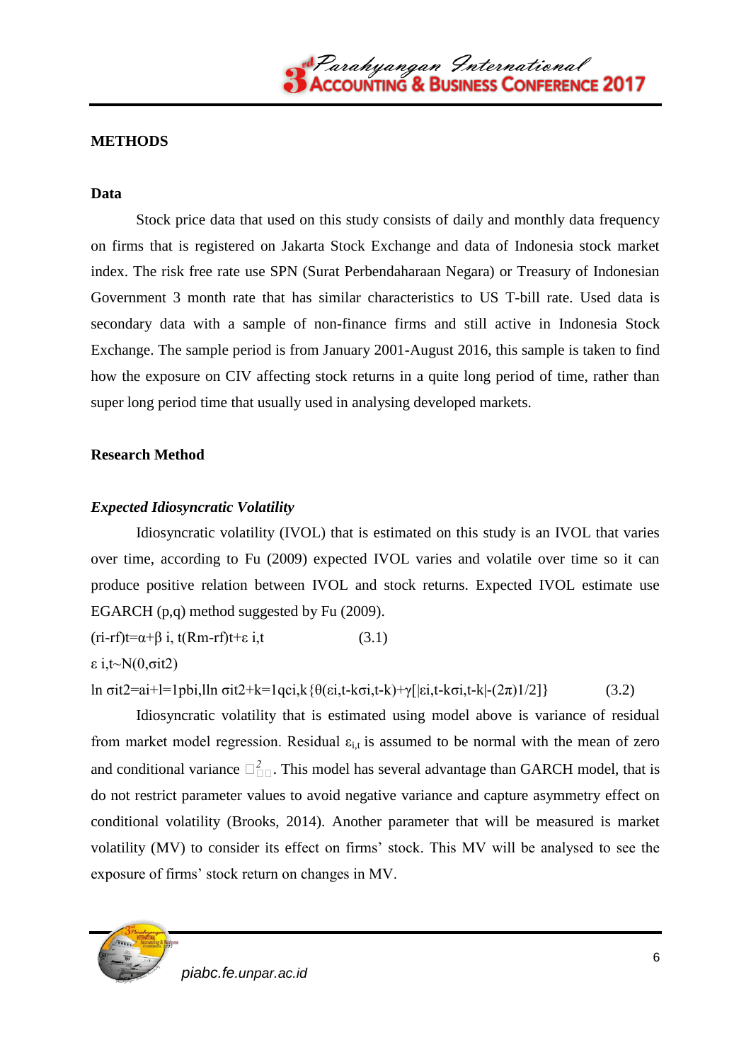## METHODS

### Data

Stock price data that used on this study consists of daily and monthly data frequency on firms that is registered on Jakarta Stock Exchange and data of Indonesia stock market index. The risk free rate use SPN (Surat Perbendaharaan Negara) or Treasury of Indonesian Government 3 month rate that has similar characteristics to US T-bill rate. Used data is secondary data with a sample of non-finance firms and still active in Indonesia Stock Exchange. The sample period is from January 2001-August 2016, this sample is taken to find how the exposure on CIV affecting stock returns in a quite long period of time, rather than super long period time that usually used in analysing developed markets.

### Research Method

#### *Expected Idiosyncratic Volatility*

Idiosyncratic volatility (IVOL) that is estimated on this study is an IVOL that varies over time, according to Fu (2009) expected IVOL varies and volatile over time so it can produce positive relation between IVOL and stock returns. Expected IVOL estimate use EGARCH (p,q) method suggested by Fu (2009).

$$(r_i - r_f)_t = \alpha + \beta_{i,t}(R_m - r_f)_t + \varepsilon_{i,t} \qquad (3.1)$$

$$\varepsilon_{i,t} \sim N(0, \sigma_{it}^2)$$

$$\ln \sigma_{it}^2 = a_i + \sum_{l=1}^{p} b_{i,l} \ln \sigma_{i,t-l}^2 + \sum_{k=1}^{q} c_{i,k}\left\{\theta\left(\frac{\varepsilon_{i,t-k}}{\sigma_{i,t-k}}\right) + \gamma\left[\left|\frac{\varepsilon_{i,t-k}}{\sigma_{i,t-k}}\right| - (2/\pi)^{1/2}\right]\right\} \qquad (3.2)$$

Idiosyncratic volatility that is estimated using model above is variance of residual from market model regression. Residual $\varepsilon_{i,t}$ is assumed to be normal with the mean of zero and conditional variance $\sigma_{it}^2$. This model has several advantage than GARCH model, that is do not restrict parameter values to avoid negative variance and capture asymmetry effect on conditional volatility (Brooks, 2014). Another parameter that will be measured is market volatility (MV) to consider its effect on firms' stock. This MV will be analysed to see the exposure of firms' stock return on changes in MV.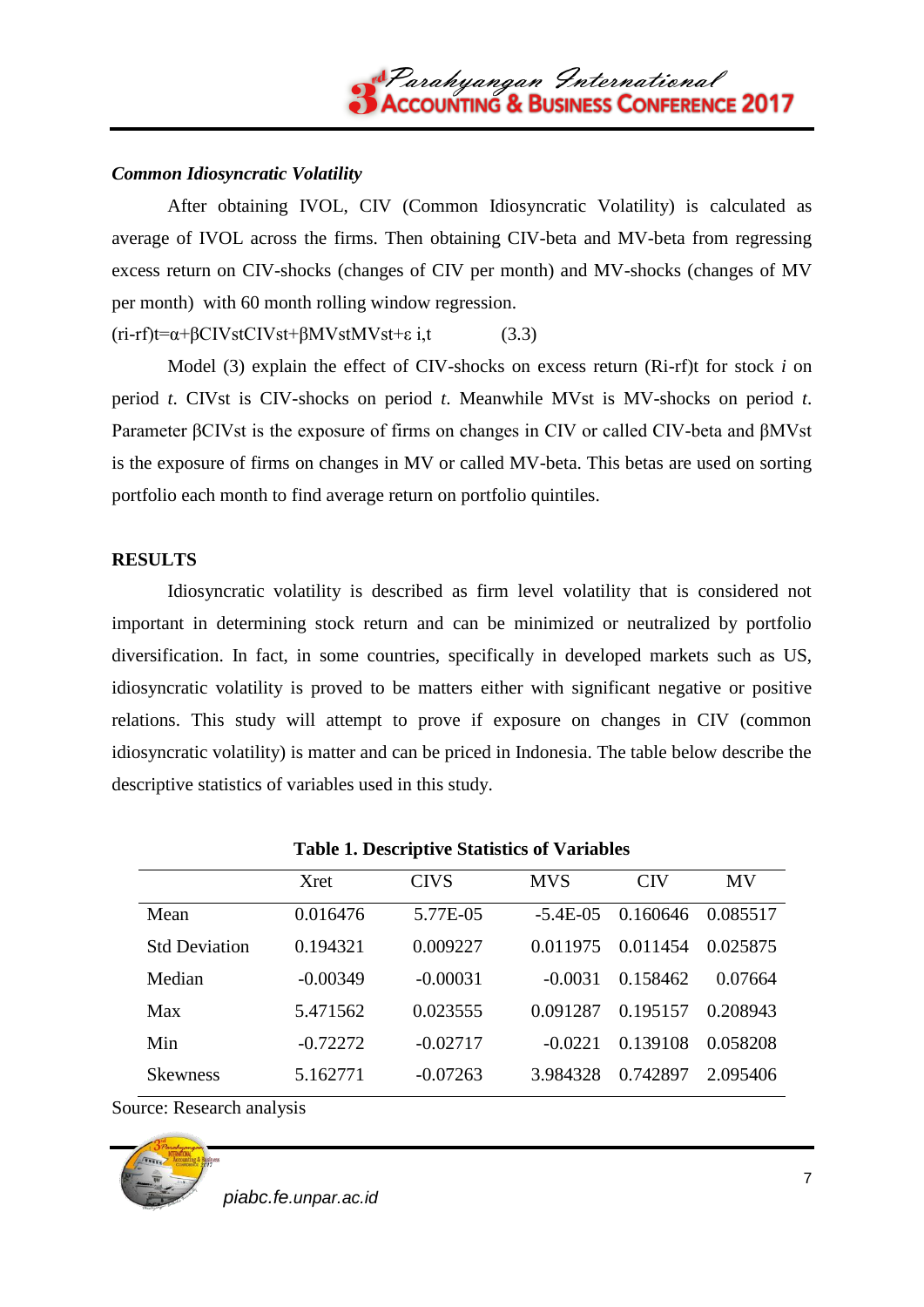### *Common Idiosyncratic Volatility*

After obtaining IVOL, CIV (Common Idiosyncratic Volatility) is calculated as average of IVOL across the firms. Then obtaining CIV-beta and MV-beta from regressing excess return on CIV-shocks (changes of CIV per month) and MV-shocks (changes of MV per month) with 60 month rolling window regression.

$$(r_i - r_f)_t = \alpha + \beta_{CIVst} CIVst + \beta_{MVst} MVst + \varepsilon_{i,t} \qquad (3.3)$$

Model (3) explain the effect of CIV-shocks on excess return (Ri-rf)t for stock *i* on period *t*. CIVst is CIV-shocks on period *t*. Meanwhile MVst is MV-shocks on period *t*. Parameter $\beta_{CIVst}$ is the exposure of firms on changes in CIV or called CIV-beta and $\beta_{MVst}$ is the exposure of firms on changes in MV or called MV-beta. This betas are used on sorting portfolio each month to find average return on portfolio quintiles.

## RESULTS

Idiosyncratic volatility is described as firm level volatility that is considered not important in determining stock return and can be minimized or neutralized by portfolio diversification. In fact, in some countries, specifically in developed markets such as US, idiosyncratic volatility is proved to be matters either with significant negative or positive relations. This study will attempt to prove if exposure on changes in CIV (common idiosyncratic volatility) is matter and can be priced in Indonesia. The table below describe the descriptive statistics of variables used in this study.

**Table 1. Descriptive Statistics of Variables**

| | Xret | CIVS | MVS | CIV | MV |
|---|---|---|---|---|---|
| Mean | 0.016476 | 5.77E-05 | -5.4E-05 | 0.160646 | 0.085517 |
| Std Deviation | 0.194321 | 0.009227 | 0.011975 | 0.011454 | 0.025875 |
| Median | -0.00349 | -0.00031 | -0.0031 | 0.158462 | 0.07664 |
| Max | 5.471562 | 0.023555 | 0.091287 | 0.195157 | 0.208943 |
| Min | -0.72272 | -0.02717 | -0.0221 | 0.139108 | 0.058208 |
| Skewness | 5.162771 | -0.07263 | 3.984328 | 0.742897 | 2.095406 |

Source: Research analysis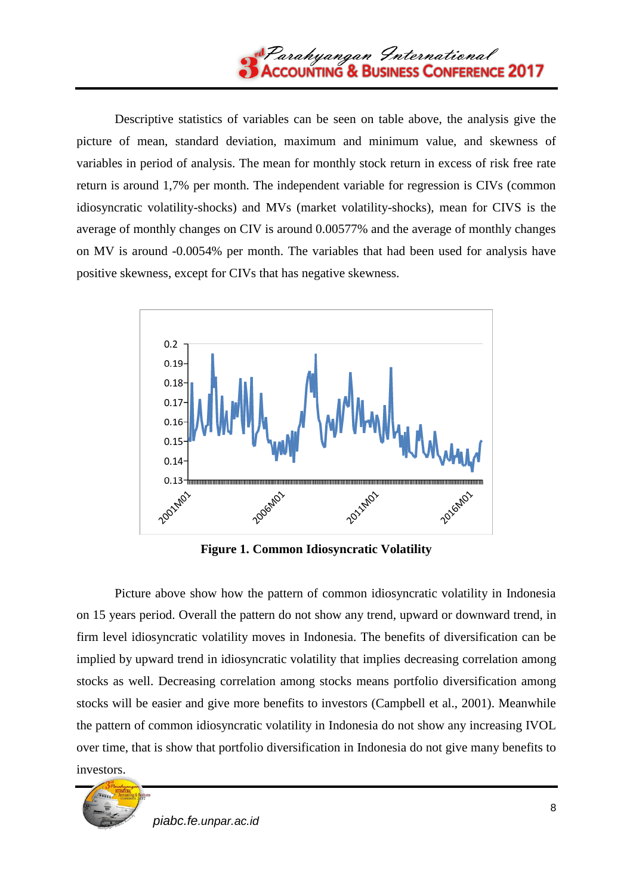Descriptive statistics of variables can be seen on table above, the analysis give the picture of mean, standard deviation, maximum and minimum value, and skewness of variables in period of analysis. The mean for monthly stock return in excess of risk free rate return is around 1,7% per month. The independent variable for regression is CIVs (common idiosyncratic volatility-shocks) and MVs (market volatility-shocks), mean for CIVS is the average of monthly changes on CIV is around 0.00577% and the average of monthly changes on MV is around -0.0054% per month. The variables that had been used for analysis have positive skewness, except for CIVs that has negative skewness.

**Figure 1. Common Idiosyncratic Volatility**

Picture above show how the pattern of common idiosyncratic volatility in Indonesia on 15 years period. Overall the pattern do not show any trend, upward or downward trend, in firm level idiosyncratic volatility moves in Indonesia. The benefits of diversification can be implied by upward trend in idiosyncratic volatility that implies decreasing correlation among stocks as well. Decreasing correlation among stocks means portfolio diversification among stocks will be easier and give more benefits to investors (Campbell et al., 2001). Meanwhile the pattern of common idiosyncratic volatility in Indonesia do not show any increasing IVOL over time, that is show that portfolio diversification in Indonesia do not give many benefits to investors.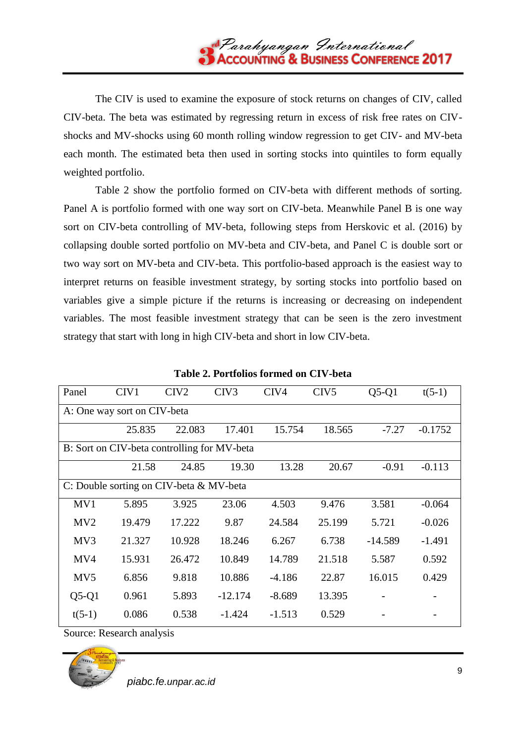The CIV is used to examine the exposure of stock returns on changes of CIV, called CIV-beta. The beta was estimated by regressing return in excess of risk free rates on CIV-shocks and MV-shocks using 60 month rolling window regression to get CIV- and MV-beta each month. The estimated beta then used in sorting stocks into quintiles to form equally weighted portfolio.

Table 2 show the portfolio formed on CIV-beta with different methods of sorting. Panel A is portfolio formed with one way sort on CIV-beta. Meanwhile Panel B is one way sort on CIV-beta controlling of MV-beta, following steps from Herskovic et al. (2016) by collapsing double sorted portfolio on MV-beta and CIV-beta, and Panel C is double sort or two way sort on MV-beta and CIV-beta. This portfolio-based approach is the easiest way to interpret returns on feasible investment strategy, by sorting stocks into portfolio based on variables give a simple picture if the returns is increasing or decreasing on independent variables. The most feasible investment strategy that can be seen is the zero investment strategy that start with long in high CIV-beta and short in low CIV-beta.

**Table 2. Portfolios formed on CIV-beta**

| Panel | CIV1 | CIV2 | CIV3 | CIV4 | CIV5 | Q5-Q1 | t(5-1) |
|---|---|---|---|---|---|---|---|
| A: One way sort on CIV-beta | | | | | | | |
| | 25.835 | 22.083 | 17.401 | 15.754 | 18.565 | -7.27 | -0.1752 |
| B: Sort on CIV-beta controlling for MV-beta | | | | | | | |
| | 21.58 | 24.85 | 19.30 | 13.28 | 20.67 | -0.91 | -0.113 |
| C: Double sorting on CIV-beta & MV-beta | | | | | | | |
| MV1 | 5.895 | 3.925 | 23.06 | 4.503 | 9.476 | 3.581 | -0.064 |
| MV2 | 19.479 | 17.222 | 9.87 | 24.584 | 25.199 | 5.721 | -0.026 |
| MV3 | 21.327 | 10.928 | 18.246 | 6.267 | 6.738 | -14.589 | -1.491 |
| MV4 | 15.931 | 26.472 | 10.849 | 14.789 | 21.518 | 5.587 | 0.592 |
| MV5 | 6.856 | 9.818 | 10.886 | -4.186 | 22.87 | 16.015 | 0.429 |
| Q5-Q1 | 0.961 | 5.893 | -12.174 | -8.689 | 13.395 | - | - |
| t(5-1) | 0.086 | 0.538 | -1.424 | -1.513 | 0.529 | - | - |

Source: Research analysis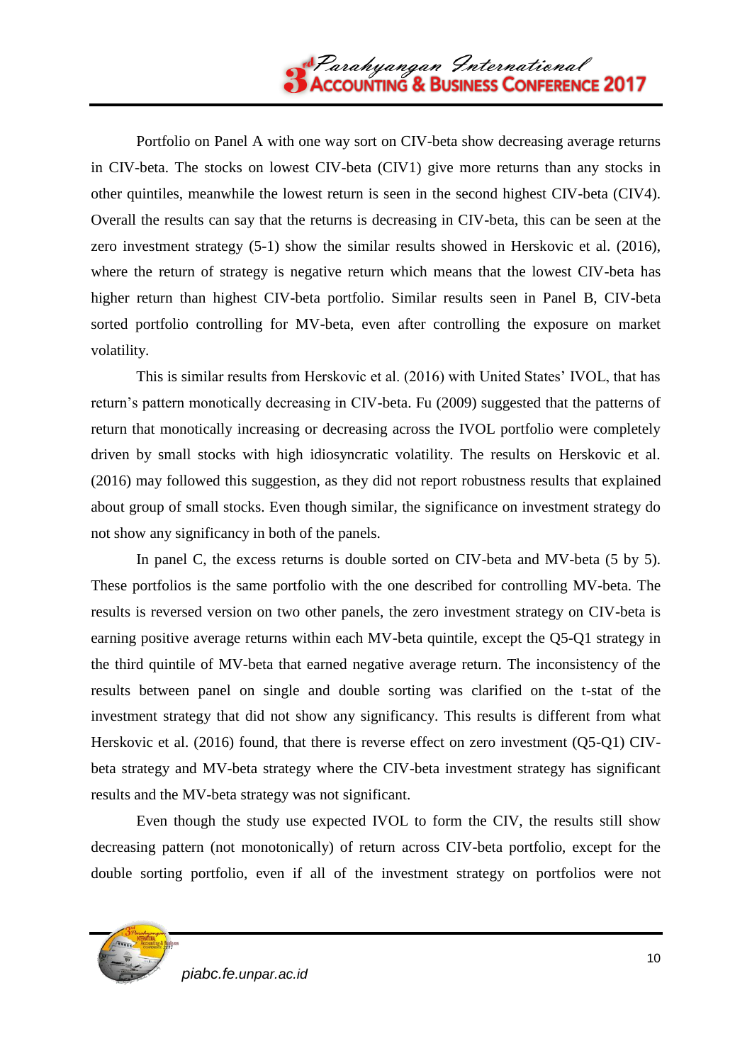Portfolio on Panel A with one way sort on CIV-beta show decreasing average returns in CIV-beta. The stocks on lowest CIV-beta (CIV1) give more returns than any stocks in other quintiles, meanwhile the lowest return is seen in the second highest CIV-beta (CIV4). Overall the results can say that the returns is decreasing in CIV-beta, this can be seen at the zero investment strategy (5-1) show the similar results showed in Herskovic et al. (2016), where the return of strategy is negative return which means that the lowest CIV-beta has higher return than highest CIV-beta portfolio. Similar results seen in Panel B, CIV-beta sorted portfolio controlling for MV-beta, even after controlling the exposure on market volatility.

This is similar results from Herskovic et al. (2016) with United States' IVOL, that has return's pattern monotically decreasing in CIV-beta. Fu (2009) suggested that the patterns of return that monotically increasing or decreasing across the IVOL portfolio were completely driven by small stocks with high idiosyncratic volatility. The results on Herskovic et al. (2016) may followed this suggestion, as they did not report robustness results that explained about group of small stocks. Even though similar, the significance on investment strategy do not show any significancy in both of the panels.

In panel C, the excess returns is double sorted on CIV-beta and MV-beta (5 by 5). These portfolios is the same portfolio with the one described for controlling MV-beta. The results is reversed version on two other panels, the zero investment strategy on CIV-beta is earning positive average returns within each MV-beta quintile, except the Q5-Q1 strategy in the third quintile of MV-beta that earned negative average return. The inconsistency of the results between panel on single and double sorting was clarified on the t-stat of the investment strategy that did not show any significancy. This results is different from what Herskovic et al. (2016) found, that there is reverse effect on zero investment (Q5-Q1) CIV-beta strategy and MV-beta strategy where the CIV-beta investment strategy has significant results and the MV-beta strategy was not significant.

Even though the study use expected IVOL to form the CIV, the results still show decreasing pattern (not monotonically) of return across CIV-beta portfolio, except for the double sorting portfolio, even if all of the investment strategy on portfolios were not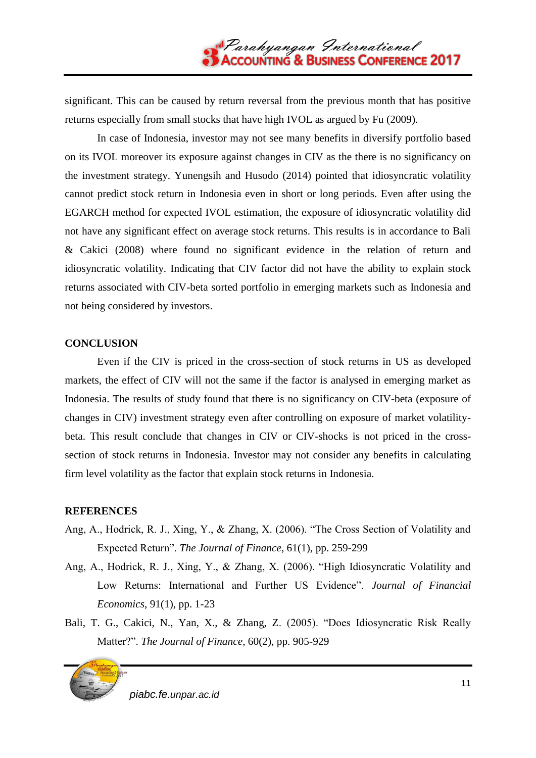significant. This can be caused by return reversal from the previous month that has positive returns especially from small stocks that have high IVOL as argued by Fu (2009).

In case of Indonesia, investor may not see many benefits in diversify portfolio based on its IVOL moreover its exposure against changes in CIV as the there is no significancy on the investment strategy. Yunengsih and Husodo (2014) pointed that idiosyncratic volatility cannot predict stock return in Indonesia even in short or long periods. Even after using the EGARCH method for expected IVOL estimation, the exposure of idiosyncratic volatility did not have any significant effect on average stock returns. This results is in accordance to Bali & Cakici (2008) where found no significant evidence in the relation of return and idiosyncratic volatility. Indicating that CIV factor did not have the ability to explain stock returns associated with CIV-beta sorted portfolio in emerging markets such as Indonesia and not being considered by investors.

## CONCLUSION

Even if the CIV is priced in the cross-section of stock returns in US as developed markets, the effect of CIV will not the same if the factor is analysed in emerging market as Indonesia. The results of study found that there is no significancy on CIV-beta (exposure of changes in CIV) investment strategy even after controlling on exposure of market volatility-beta. This result conclude that changes in CIV or CIV-shocks is not priced in the cross-section of stock returns in Indonesia. Investor may not consider any benefits in calculating firm level volatility as the factor that explain stock returns in Indonesia.

## REFERENCES

Ang, A., Hodrick, R. J., Xing, Y., & Zhang, X. (2006). "The Cross Section of Volatility and Expected Return". *The Journal of Finance*, 61(1), pp. 259-299

Ang, A., Hodrick, R. J., Xing, Y., & Zhang, X. (2006). "High Idiosyncratic Volatility and Low Returns: International and Further US Evidence". *Journal of Financial Economics*, 91(1), pp. 1-23

Bali, T. G., Cakici, N., Yan, X., & Zhang, Z. (2005). "Does Idiosyncratic Risk Really Matter?". *The Journal of Finance*, 60(2), pp. 905-929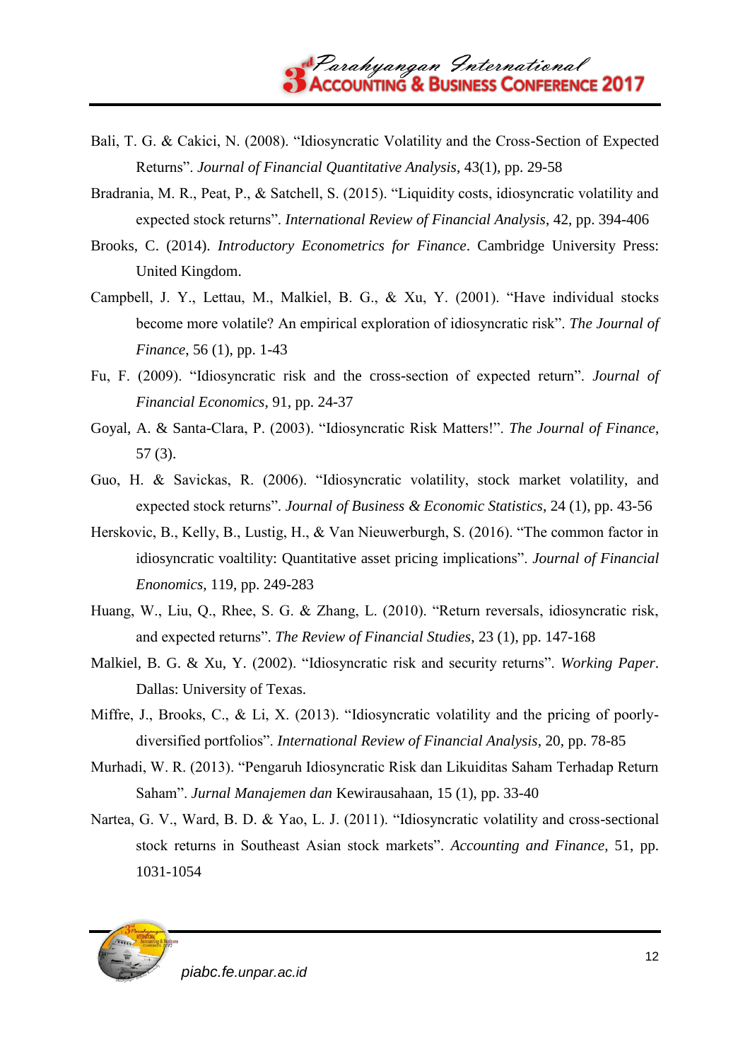Bali, T. G. & Cakici, N. (2008). "Idiosyncratic Volatility and the Cross-Section of Expected Returns". *Journal of Financial Quantitative Analysis*, 43(1), pp. 29-58

Bradrania, M. R., Peat, P., & Satchell, S. (2015). "Liquidity costs, idiosyncratic volatility and expected stock returns". *International Review of Financial Analysis*, 42, pp. 394-406

Brooks, C. (2014). *Introductory Econometrics for Finance*. Cambridge University Press: United Kingdom.

Campbell, J. Y., Lettau, M., Malkiel, B. G., & Xu, Y. (2001). "Have individual stocks become more volatile? An empirical exploration of idiosyncratic risk". *The Journal of Finance*, 56 (1), pp. 1-43

Fu, F. (2009). "Idiosyncratic risk and the cross-section of expected return". *Journal of Financial Economics*, 91, pp. 24-37

Goyal, A. & Santa-Clara, P. (2003). "Idiosyncratic Risk Matters!". *The Journal of Finance*, 57 (3).

Guo, H. & Savickas, R. (2006). "Idiosyncratic volatility, stock market volatility, and expected stock returns". *Journal of Business & Economic Statistics*, 24 (1), pp. 43-56

Herskovic, B., Kelly, B., Lustig, H., & Van Nieuwerburgh, S. (2016). "The common factor in idiosyncratic voaltility: Quantitative asset pricing implications". *Journal of Financial Enonomics*, 119, pp. 249-283

Huang, W., Liu, Q., Rhee, S. G. & Zhang, L. (2010). "Return reversals, idiosyncratic risk, and expected returns". *The Review of Financial Studies*, 23 (1), pp. 147-168

Malkiel, B. G. & Xu, Y. (2002). "Idiosyncratic risk and security returns". *Working Paper*. Dallas: University of Texas.

Miffre, J., Brooks, C., & Li, X. (2013). "Idiosyncratic volatility and the pricing of poorly-diversified portfolios". *International Review of Financial Analysis*, 20, pp. 78-85

Murhadi, W. R. (2013). "Pengaruh Idiosyncratic Risk dan Likuiditas Saham Terhadap Return Saham". *Jurnal Manajemen dan* Kewirausahaan, 15 (1), pp. 33-40

Nartea, G. V., Ward, B. D. & Yao, L. J. (2011). "Idiosyncratic volatility and cross-sectional stock returns in Southeast Asian stock markets". *Accounting and Finance*, 51, pp. 1031-1054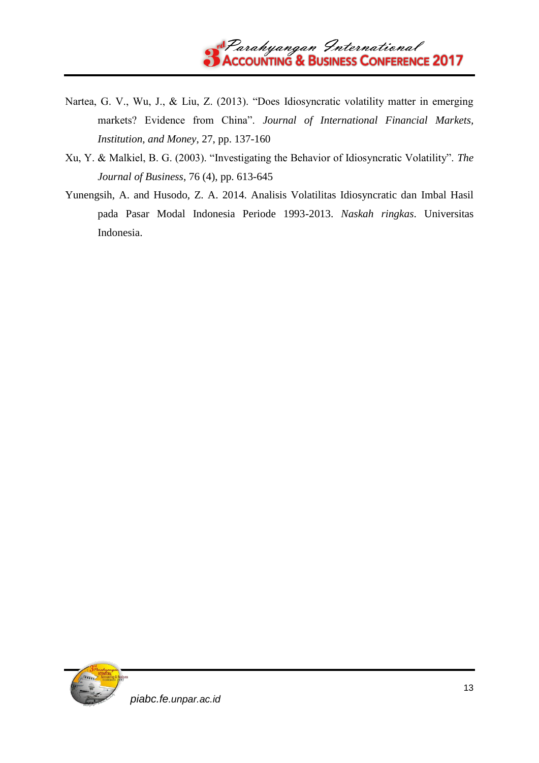Nartea, G. V., Wu, J., & Liu, Z. (2013). "Does Idiosyncratic volatility matter in emerging markets? Evidence from China". *Journal of International Financial Markets, Institution, and Money*, 27, pp. 137-160

Xu, Y. & Malkiel, B. G. (2003). "Investigating the Behavior of Idiosyncratic Volatility". *The Journal of Business*, 76 (4), pp. 613-645

Yunengsih, A. and Husodo, Z. A. 2014. Analisis Volatilitas Idiosyncratic dan Imbal Hasil pada Pasar Modal Indonesia Periode 1993-2013. *Naskah ringkas*. Universitas Indonesia.